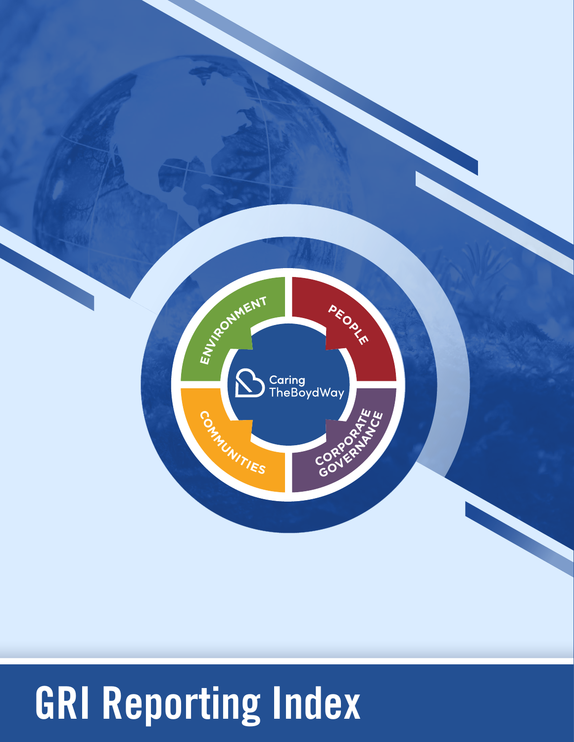ENVIRONMENT

PEOPLE

Caring TheBoydWay

COMMUNITIES

CORPORATE GOVERNANCE

# GRI Reporting Index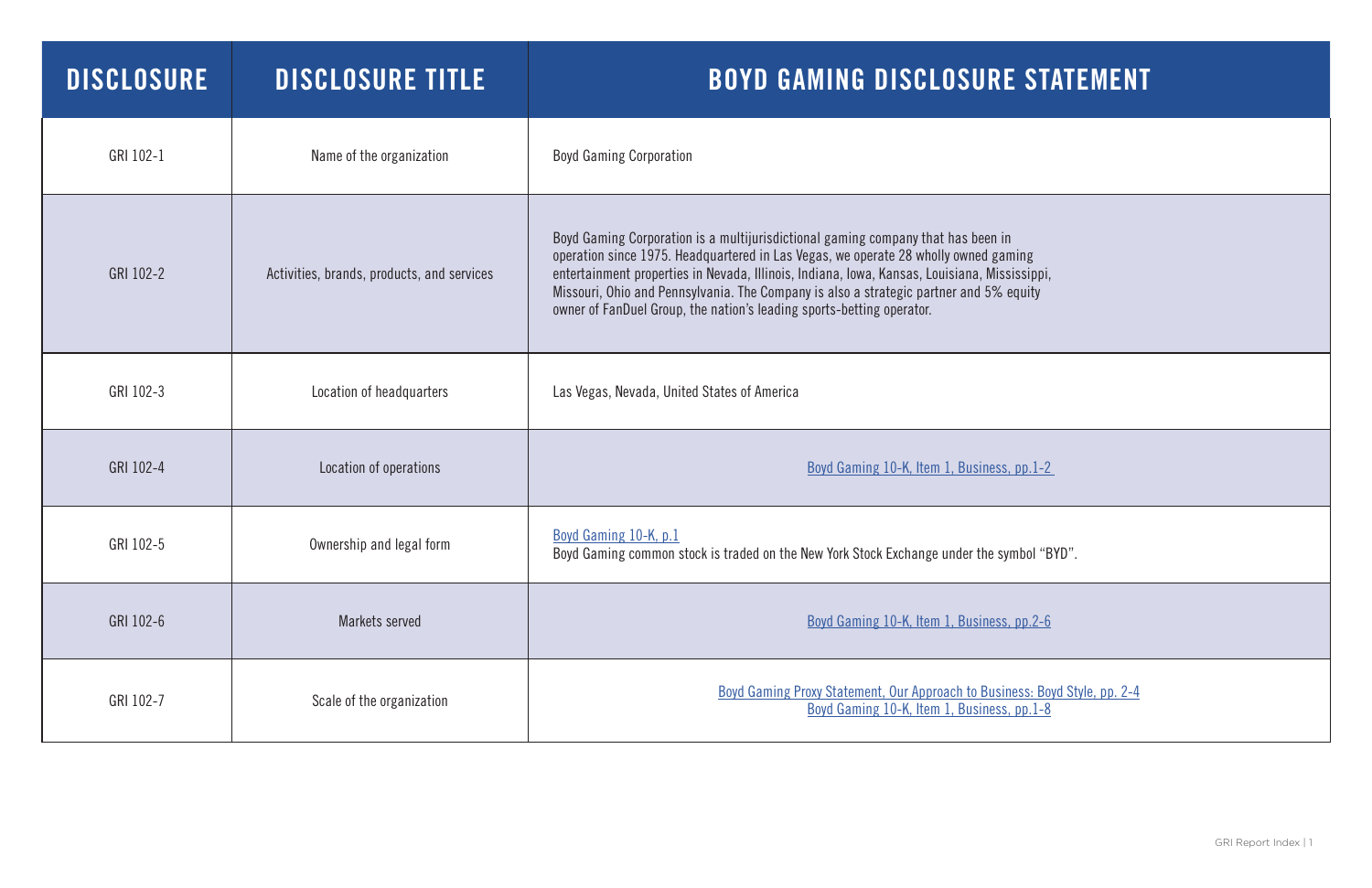| DISCLOSURE | DISCLOSURE TITLE | BOYD GAMING DISCLOSURE STATEMENT |
|---|---|---|
| GRI 102-1 | Name of the organization | Boyd Gaming Corporation |
| GRI 102-2 | Activities, brands, products, and services | Boyd Gaming Corporation is a multijurisdictional gaming company that has been in operation since 1975. Headquartered in Las Vegas, we operate 28 wholly owned gaming entertainment properties in Nevada, Illinois, Indiana, Iowa, Kansas, Louisiana, Mississippi, Missouri, Ohio and Pennsylvania. The Company is also a strategic partner and 5% equity owner of FanDuel Group, the nation's leading sports-betting operator. |
| GRI 102-3 | Location of headquarters | Las Vegas, Nevada, United States of America |
| GRI 102-4 | Location of operations | Boyd Gaming 10-K, Item 1, Business, pp.1-2 |
| GRI 102-5 | Ownership and legal form | Boyd Gaming 10-K, p.1<br>Boyd Gaming common stock is traded on the New York Stock Exchange under the symbol "BYD". |
| GRI 102-6 | Markets served | Boyd Gaming 10-K, Item 1, Business, pp.2-6 |
| GRI 102-7 | Scale of the organization | Boyd Gaming Proxy Statement, Our Approach to Business: Boyd Style, pp. 2-4<br>Boyd Gaming 10-K, Item 1, Business, pp.1-8 |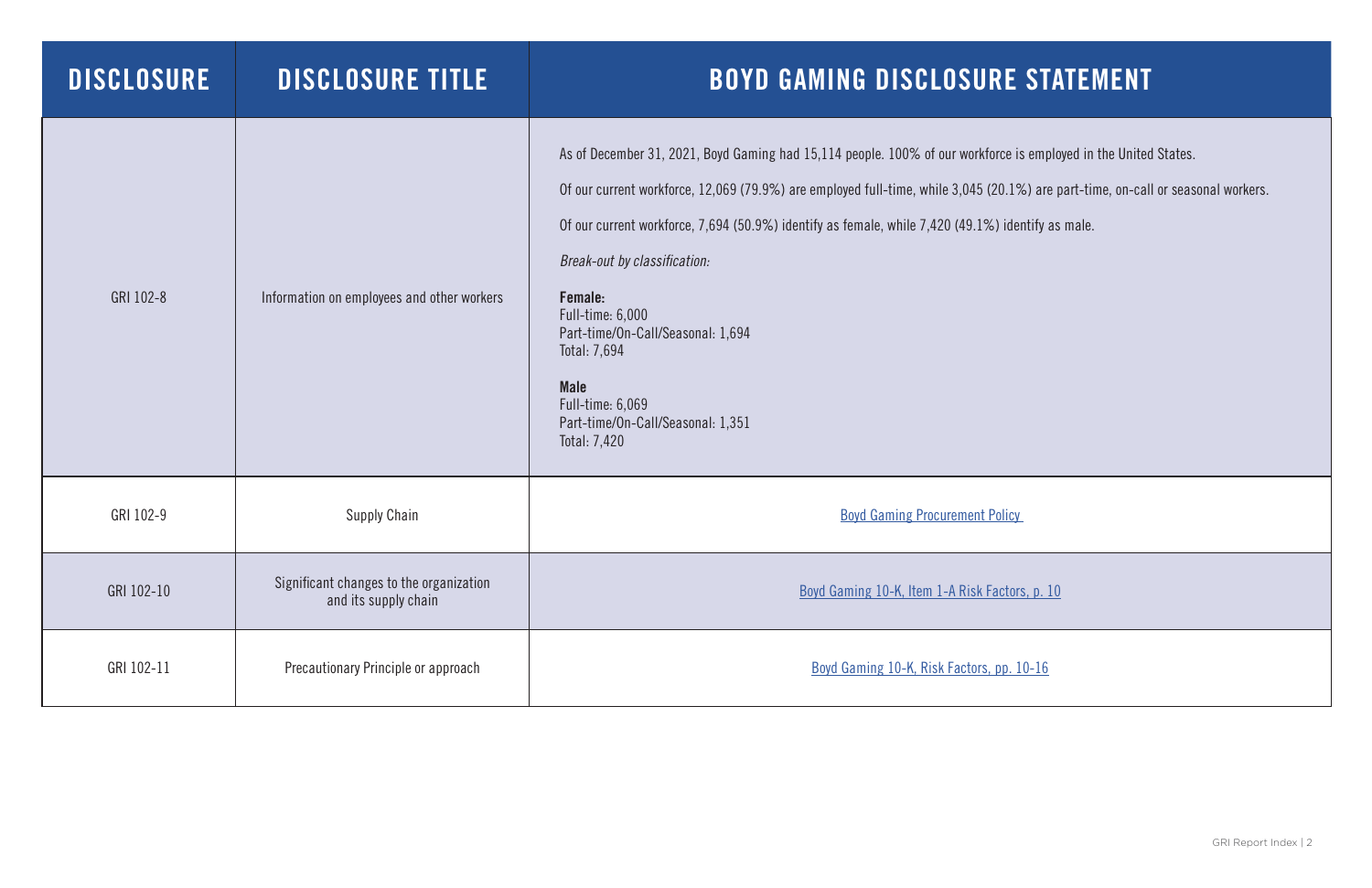| DISCLOSURE | DISCLOSURE TITLE | BOYD GAMING DISCLOSURE STATEMENT |
|---|---|---|
| GRI 102-8 | Information on employees and other workers | As of December 31, 2021, Boyd Gaming had 15,114 people. 100% of our workforce is employed in the United States.<br><br>Of our current workforce, 12,069 (79.9%) are employed full-time, while 3,045 (20.1%) are part-time, on-call or seasonal workers.<br><br>Of our current workforce, 7,694 (50.9%) identify as female, while 7,420 (49.1%) identify as male.<br><br>*Break-out by classification:*<br><br>**Female:**<br>Full-time: 6,000<br>Part-time/On-Call/Seasonal: 1,694<br>Total: 7,694<br><br>**Male**<br>Full-time: 6,069<br>Part-time/On-Call/Seasonal: 1,351<br>Total: 7,420 |
| GRI 102-9 | Supply Chain | Boyd Gaming Procurement Policy |
| GRI 102-10 | Significant changes to the organization and its supply chain | Boyd Gaming 10-K, Item 1-A Risk Factors, p. 10 |
| GRI 102-11 | Precautionary Principle or approach | Boyd Gaming 10-K, Risk Factors, pp. 10-16 |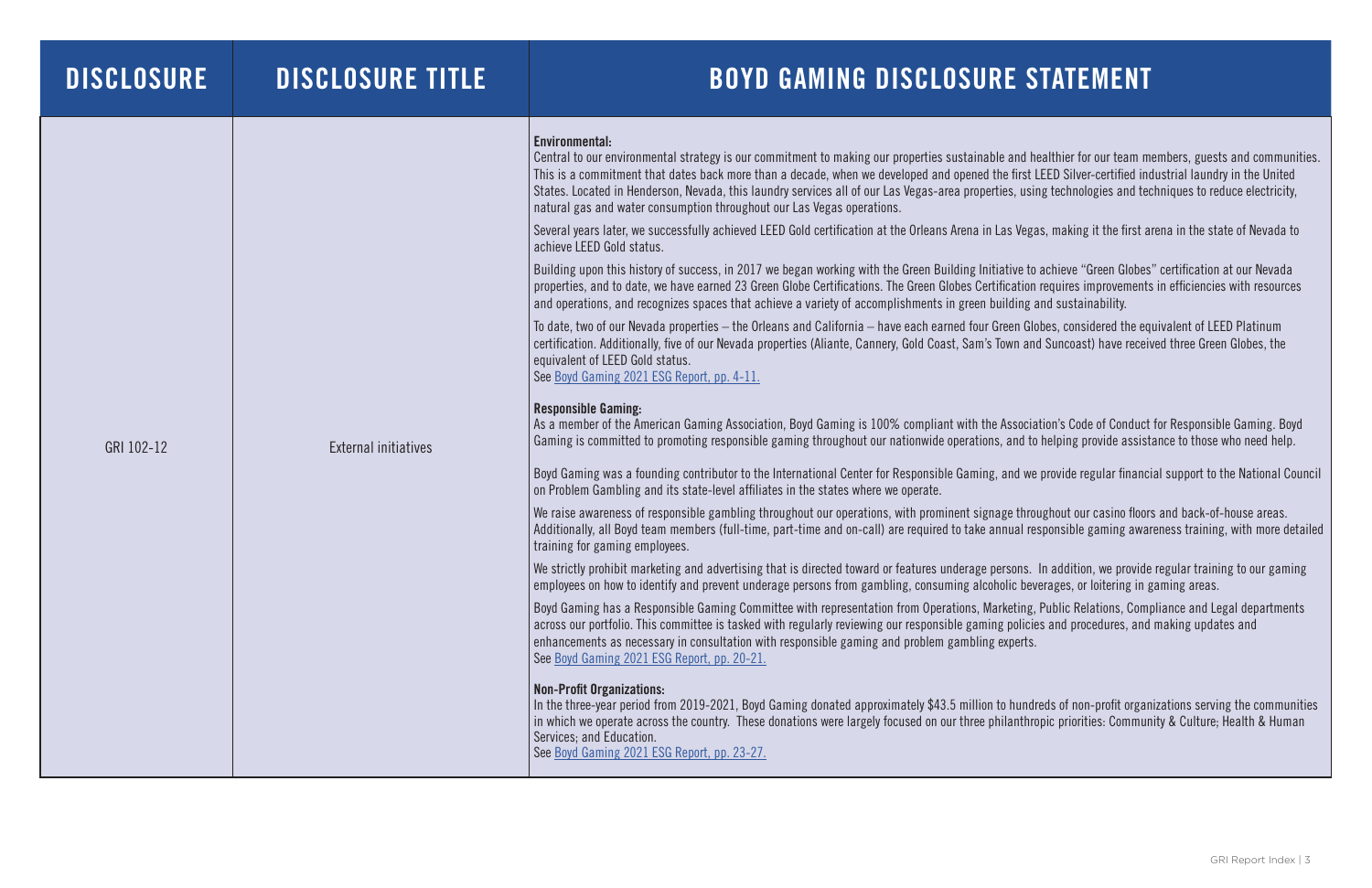| DISCLOSURE | DISCLOSURE TITLE | BOYD GAMING DISCLOSURE STATEMENT |
|---|---|---|
| GRI 102-12 | External initiatives | **Environmental:**<br>Central to our environmental strategy is our commitment to making our properties sustainable and healthier for our team members, guests and communities. This is a commitment that dates back more than a decade, when we developed and opened the first LEED Silver-certified industrial laundry in the United States. Located in Henderson, Nevada, this laundry services all of our Las Vegas-area properties, using technologies and techniques to reduce electricity, natural gas and water consumption throughout our Las Vegas operations.<br><br>Several years later, we successfully achieved LEED Gold certification at the Orleans Arena in Las Vegas, making it the first arena in the state of Nevada to achieve LEED Gold status.<br><br>Building upon this history of success, in 2017 we began working with the Green Building Initiative to achieve "Green Globes" certification at our Nevada properties, and to date, we have earned 23 Green Globe Certifications. The Green Globes Certification requires improvements in efficiencies with resources and operations, and recognizes spaces that achieve a variety of accomplishments in green building and sustainability.<br><br>To date, two of our Nevada properties – the Orleans and California – have each earned four Green Globes, considered the equivalent of LEED Platinum certification. Additionally, five of our Nevada properties (Aliante, Cannery, Gold Coast, Sam's Town and Suncoast) have received three Green Globes, the equivalent of LEED Gold status.<br>See Boyd Gaming 2021 ESG Report, pp. 4-11.<br><br>**Responsible Gaming:**<br>As a member of the American Gaming Association, Boyd Gaming is 100% compliant with the Association's Code of Conduct for Responsible Gaming. Boyd Gaming is committed to promoting responsible gaming throughout our nationwide operations, and to helping provide assistance to those who need help.<br><br>Boyd Gaming was a founding contributor to the International Center for Responsible Gaming, and we provide regular financial support to the National Council on Problem Gambling and its state-level affiliates in the states where we operate.<br><br>We raise awareness of responsible gambling throughout our operations, with prominent signage throughout our casino floors and back-of-house areas. Additionally, all Boyd team members (full-time, part-time and on-call) are required to take annual responsible gaming awareness training, with more detailed training for gaming employees.<br><br>We strictly prohibit marketing and advertising that is directed toward or features underage persons. In addition, we provide regular training to our gaming employees on how to identify and prevent underage persons from gambling, consuming alcoholic beverages, or loitering in gaming areas.<br><br>Boyd Gaming has a Responsible Gaming Committee with representation from Operations, Marketing, Public Relations, Compliance and Legal departments across our portfolio. This committee is tasked with regularly reviewing our responsible gaming policies and procedures, and making updates and enhancements as necessary in consultation with responsible gaming and problem gambling experts.<br>See Boyd Gaming 2021 ESG Report, pp. 20-21.<br><br>**Non-Profit Organizations:**<br>In the three-year period from 2019-2021, Boyd Gaming donated approximately $43.5 million to hundreds of non-profit organizations serving the communities in which we operate across the country. These donations were largely focused on our three philanthropic priorities: Community & Culture; Health & Human Services; and Education.<br>See Boyd Gaming 2021 ESG Report, pp. 23-27. |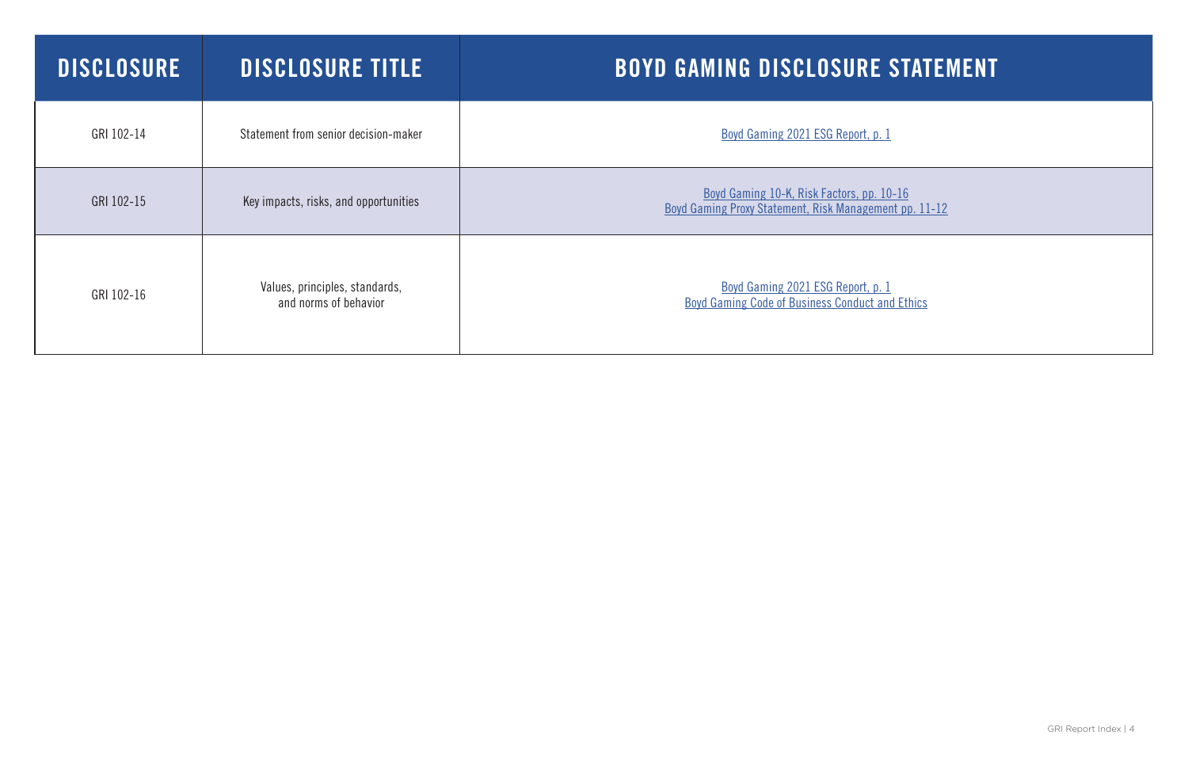| DISCLOSURE | DISCLOSURE TITLE | BOYD GAMING DISCLOSURE STATEMENT |
|---|---|---|
| GRI 102-14 | Statement from senior decision-maker | Boyd Gaming 2021 ESG Report, p. 1 |
| GRI 102-15 | Key impacts, risks, and opportunities | Boyd Gaming 10-K, Risk Factors, pp. 10-16<br>Boyd Gaming Proxy Statement, Risk Management pp. 11-12 |
| GRI 102-16 | Values, principles, standards, and norms of behavior | Boyd Gaming 2021 ESG Report, p. 1<br>Boyd Gaming Code of Business Conduct and Ethics |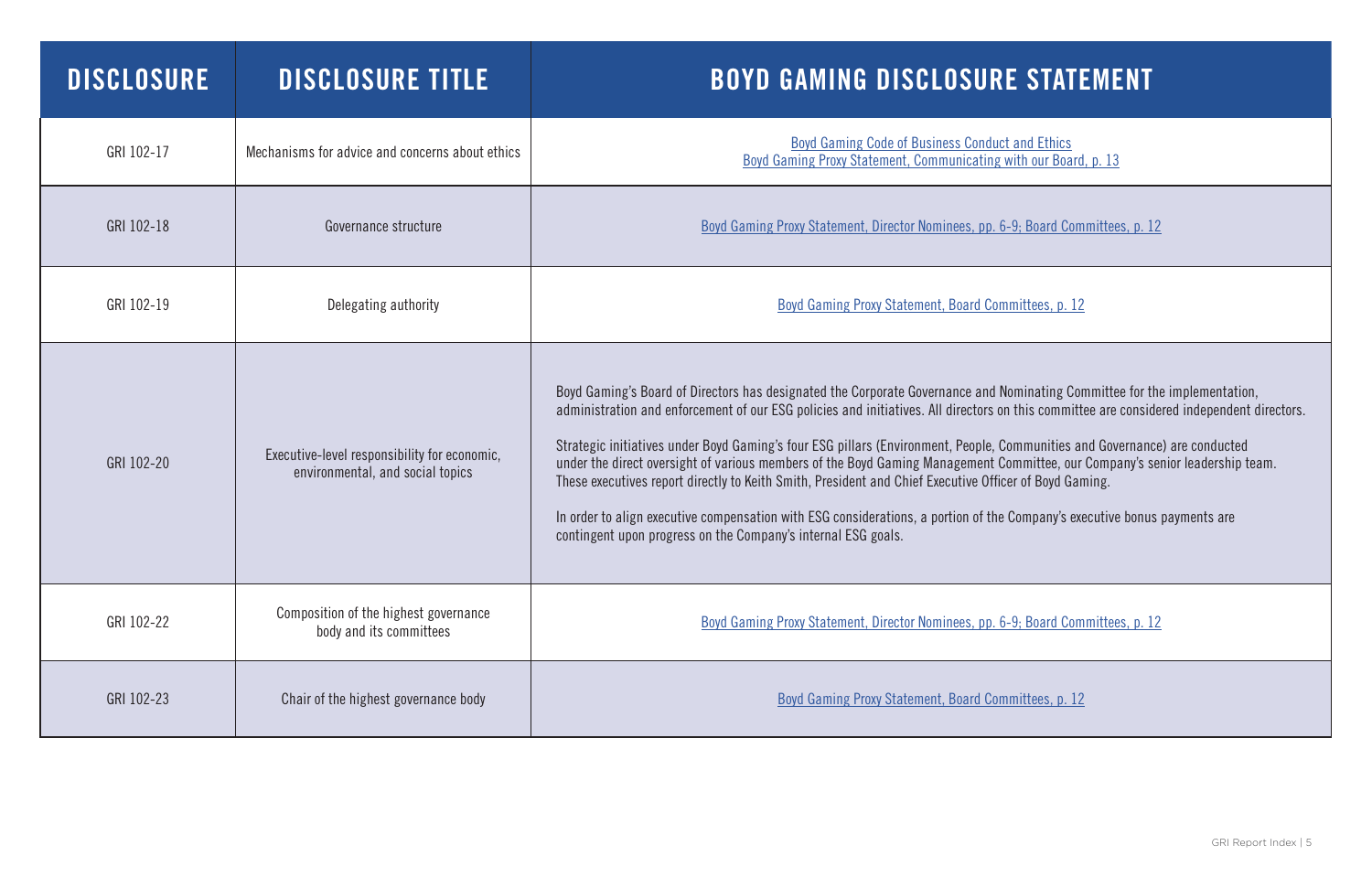| DISCLOSURE | DISCLOSURE TITLE | BOYD GAMING DISCLOSURE STATEMENT |
| --- | --- | --- |
| GRI 102-17 | Mechanisms for advice and concerns about ethics | Boyd Gaming Code of Business Conduct and Ethics<br>Boyd Gaming Proxy Statement, Communicating with our Board, p. 13 |
| GRI 102-18 | Governance structure | Boyd Gaming Proxy Statement, Director Nominees, pp. 6-9; Board Committees, p. 12 |
| GRI 102-19 | Delegating authority | Boyd Gaming Proxy Statement, Board Committees, p. 12 |
| GRI 102-20 | Executive-level responsibility for economic, environmental, and social topics | Boyd Gaming's Board of Directors has designated the Corporate Governance and Nominating Committee for the implementation, administration and enforcement of our ESG policies and initiatives. All directors on this committee are considered independent directors.<br><br>Strategic initiatives under Boyd Gaming's four ESG pillars (Environment, People, Communities and Governance) are conducted under the direct oversight of various members of the Boyd Gaming Management Committee, our Company's senior leadership team. These executives report directly to Keith Smith, President and Chief Executive Officer of Boyd Gaming.<br><br>In order to align executive compensation with ESG considerations, a portion of the Company's executive bonus payments are contingent upon progress on the Company's internal ESG goals. |
| GRI 102-22 | Composition of the highest governance body and its committees | Boyd Gaming Proxy Statement, Director Nominees, pp. 6-9; Board Committees, p. 12 |
| GRI 102-23 | Chair of the highest governance body | Boyd Gaming Proxy Statement, Board Committees, p. 12 |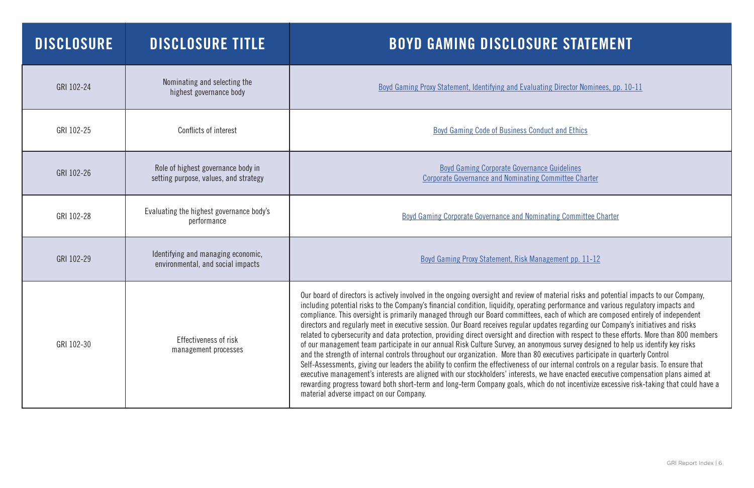| DISCLOSURE | DISCLOSURE TITLE | BOYD GAMING DISCLOSURE STATEMENT |
|---|---|---|
| GRI 102-24 | Nominating and selecting the highest governance body | Boyd Gaming Proxy Statement, Identifying and Evaluating Director Nominees, pp. 10-11 |
| GRI 102-25 | Conflicts of interest | Boyd Gaming Code of Business Conduct and Ethics |
| GRI 102-26 | Role of highest governance body in setting purpose, values, and strategy | Boyd Gaming Corporate Governance Guidelines<br>Corporate Governance and Nominating Committee Charter |
| GRI 102-28 | Evaluating the highest governance body's performance | Boyd Gaming Corporate Governance and Nominating Committee Charter |
| GRI 102-29 | Identifying and managing economic, environmental, and social impacts | Boyd Gaming Proxy Statement, Risk Management pp. 11-12 |
| GRI 102-30 | Effectiveness of risk management processes | Our board of directors is actively involved in the ongoing oversight and review of material risks and potential impacts to our Company, including potential risks to the Company's financial condition, liquidity, operating performance and various regulatory impacts and compliance. This oversight is primarily managed through our Board committees, each of which are composed entirely of independent directors and regularly meet in executive session. Our Board receives regular updates regarding our Company's initiatives and risks related to cybersecurity and data protection, providing direct oversight and direction with respect to these efforts. More than 800 members of our management team participate in our annual Risk Culture Survey, an anonymous survey designed to help us identify key risks and the strength of internal controls throughout our organization. More than 80 executives participate in quarterly Control Self-Assessments, giving our leaders the ability to confirm the effectiveness of our internal controls on a regular basis. To ensure that executive management's interests are aligned with our stockholders' interests, we have enacted executive compensation plans aimed at rewarding progress toward both short-term and long-term Company goals, which do not incentivize excessive risk-taking that could have a material adverse impact on our Company. |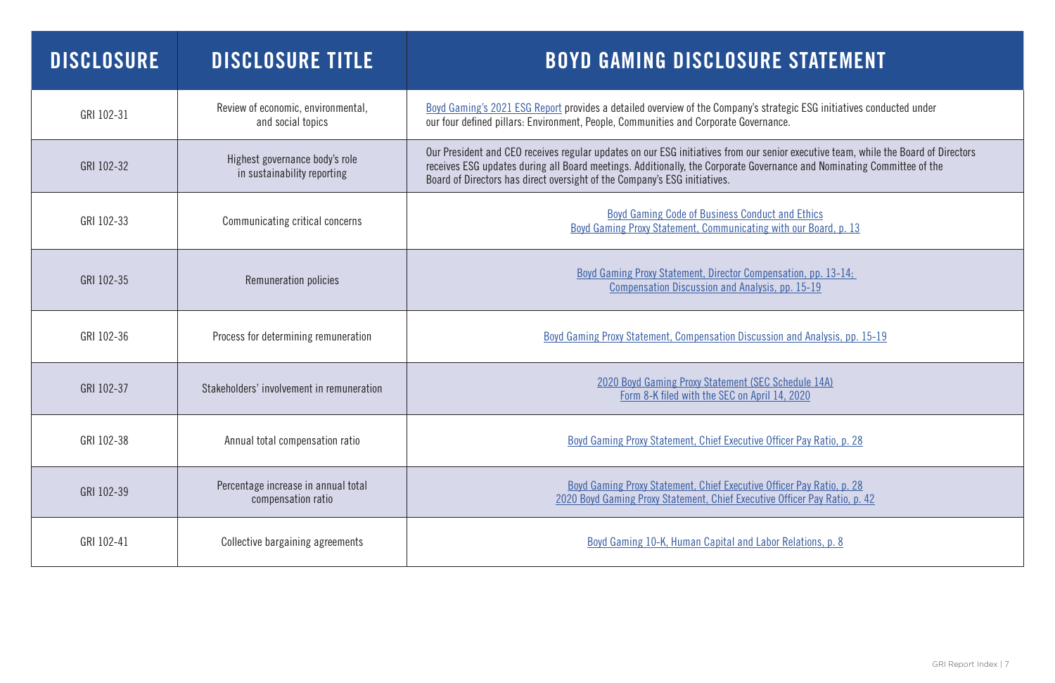| DISCLOSURE | DISCLOSURE TITLE | BOYD GAMING DISCLOSURE STATEMENT |
|---|---|---|
| GRI 102-31 | Review of economic, environmental, and social topics | Boyd Gaming's 2021 ESG Report provides a detailed overview of the Company's strategic ESG initiatives conducted under our four defined pillars: Environment, People, Communities and Corporate Governance. |
| GRI 102-32 | Highest governance body's role in sustainability reporting | Our President and CEO receives regular updates on our ESG initiatives from our senior executive team, while the Board of Directors receives ESG updates during all Board meetings. Additionally, the Corporate Governance and Nominating Committee of the Board of Directors has direct oversight of the Company's ESG initiatives. |
| GRI 102-33 | Communicating critical concerns | Boyd Gaming Code of Business Conduct and Ethics<br>Boyd Gaming Proxy Statement, Communicating with our Board, p. 13 |
| GRI 102-35 | Remuneration policies | Boyd Gaming Proxy Statement, Director Compensation, pp. 13-14;<br>Compensation Discussion and Analysis, pp. 15-19 |
| GRI 102-36 | Process for determining remuneration | Boyd Gaming Proxy Statement, Compensation Discussion and Analysis, pp. 15-19 |
| GRI 102-37 | Stakeholders' involvement in remuneration | 2020 Boyd Gaming Proxy Statement (SEC Schedule 14A)<br>Form 8-K filed with the SEC on April 14, 2020 |
| GRI 102-38 | Annual total compensation ratio | Boyd Gaming Proxy Statement, Chief Executive Officer Pay Ratio, p. 28 |
| GRI 102-39 | Percentage increase in annual total compensation ratio | Boyd Gaming Proxy Statement, Chief Executive Officer Pay Ratio, p. 28<br>2020 Boyd Gaming Proxy Statement, Chief Executive Officer Pay Ratio, p. 42 |
| GRI 102-41 | Collective bargaining agreements | Boyd Gaming 10-K, Human Capital and Labor Relations, p. 8 |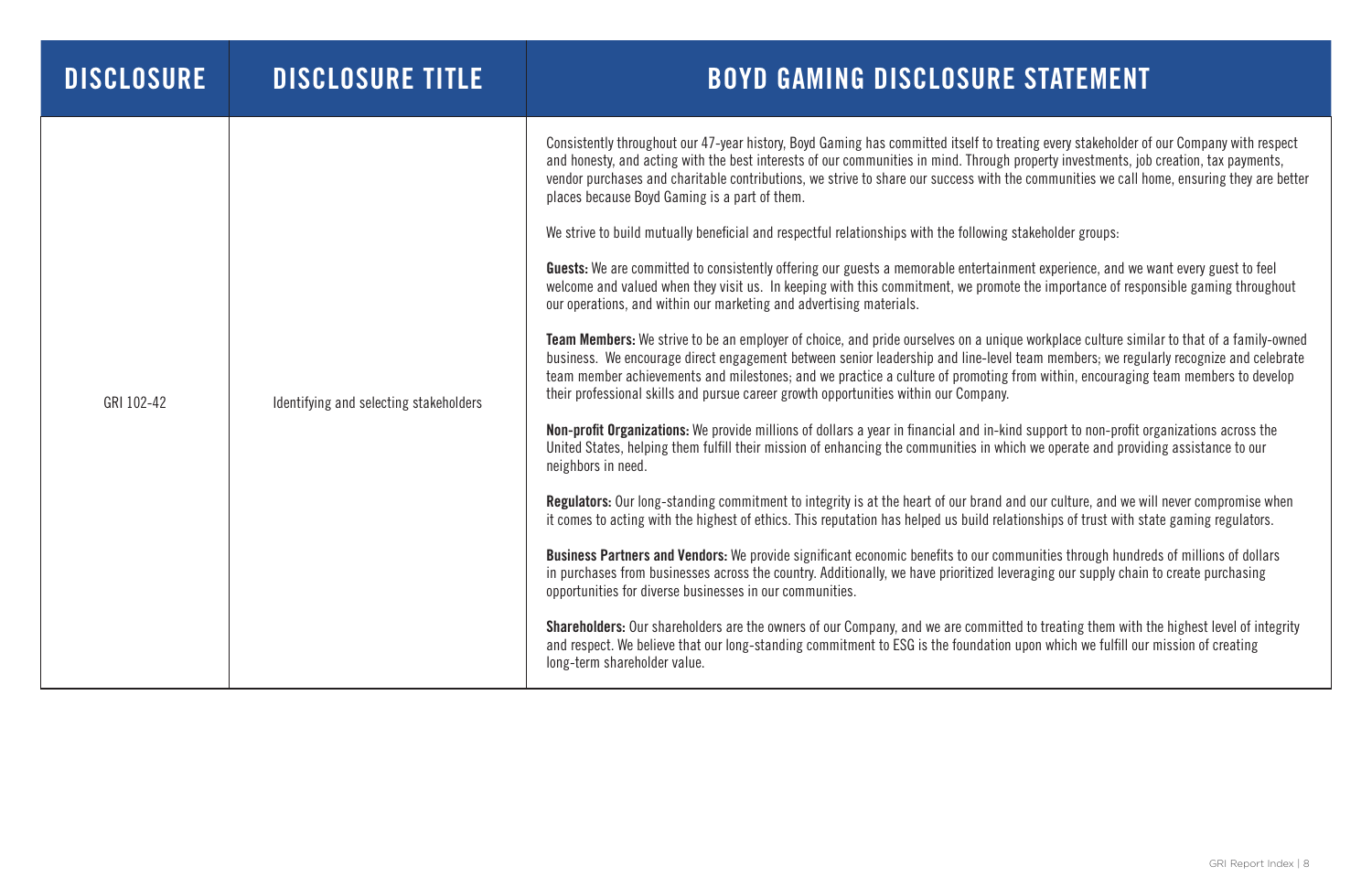| DISCLOSURE | DISCLOSURE TITLE | BOYD GAMING DISCLOSURE STATEMENT |
|---|---|---|
| GRI 102-42 | Identifying and selecting stakeholders | Consistently throughout our 47-year history, Boyd Gaming has committed itself to treating every stakeholder of our Company with respect and honesty, and acting with the best interests of our communities in mind. Through property investments, job creation, tax payments, vendor purchases and charitable contributions, we strive to share our success with the communities we call home, ensuring they are better places because Boyd Gaming is a part of them.<br><br>We strive to build mutually beneficial and respectful relationships with the following stakeholder groups:<br><br>**Guests:** We are committed to consistently offering our guests a memorable entertainment experience, and we want every guest to feel welcome and valued when they visit us. In keeping with this commitment, we promote the importance of responsible gaming throughout our operations, and within our marketing and advertising materials.<br><br>**Team Members:** We strive to be an employer of choice, and pride ourselves on a unique workplace culture similar to that of a family-owned business. We encourage direct engagement between senior leadership and line-level team members; we regularly recognize and celebrate team member achievements and milestones; and we practice a culture of promoting from within, encouraging team members to develop their professional skills and pursue career growth opportunities within our Company.<br><br>**Non-profit Organizations:** We provide millions of dollars a year in financial and in-kind support to non-profit organizations across the United States, helping them fulfill their mission of enhancing the communities in which we operate and providing assistance to our neighbors in need.<br><br>**Regulators:** Our long-standing commitment to integrity is at the heart of our brand and our culture, and we will never compromise when it comes to acting with the highest of ethics. This reputation has helped us build relationships of trust with state gaming regulators.<br><br>**Business Partners and Vendors:** We provide significant economic benefits to our communities through hundreds of millions of dollars in purchases from businesses across the country. Additionally, we have prioritized leveraging our supply chain to create purchasing opportunities for diverse businesses in our communities.<br><br>**Shareholders:** Our shareholders are the owners of our Company, and we are committed to treating them with the highest level of integrity and respect. We believe that our long-standing commitment to ESG is the foundation upon which we fulfill our mission of creating long-term shareholder value. |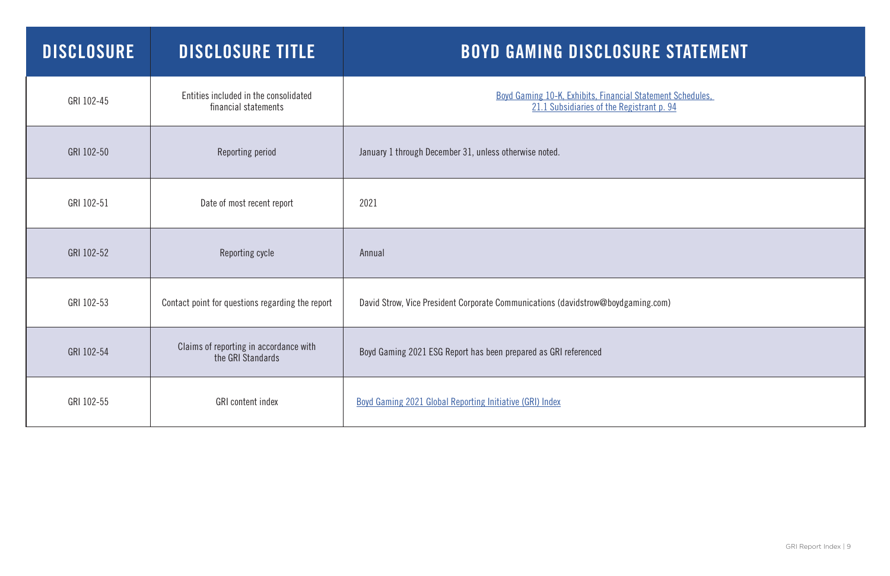| DISCLOSURE | DISCLOSURE TITLE | BOYD GAMING DISCLOSURE STATEMENT |
|---|---|---|
| GRI 102-45 | Entities included in the consolidated financial statements | Boyd Gaming 10-K, Exhibits, Financial Statement Schedules, 21.1 Subsidiaries of the Registrant p. 94 |
| GRI 102-50 | Reporting period | January 1 through December 31, unless otherwise noted. |
| GRI 102-51 | Date of most recent report | 2021 |
| GRI 102-52 | Reporting cycle | Annual |
| GRI 102-53 | Contact point for questions regarding the report | David Strow, Vice President Corporate Communications (davidstrow@boydgaming.com) |
| GRI 102-54 | Claims of reporting in accordance with the GRI Standards | Boyd Gaming 2021 ESG Report has been prepared as GRI referenced |
| GRI 102-55 | GRI content index | Boyd Gaming 2021 Global Reporting Initiative (GRI) Index |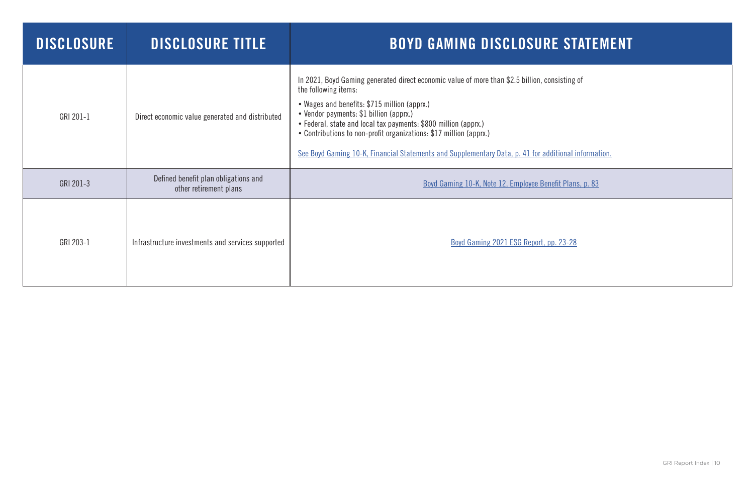| DISCLOSURE | DISCLOSURE TITLE | BOYD GAMING DISCLOSURE STATEMENT |
| --- | --- | --- |
| GRI 201-1 | Direct economic value generated and distributed | In 2021, Boyd Gaming generated direct economic value of more than $2.5 billion, consisting of the following items:<br>• Wages and benefits: $715 million (apprx.)<br>• Vendor payments: $1 billion (apprx.)<br>• Federal, state and local tax payments: $800 million (apprx.)<br>• Contributions to non-profit organizations: $17 million (apprx.)<br><br>See Boyd Gaming 10-K, Financial Statements and Supplementary Data, p. 41 for additional information. |
| GRI 201-3 | Defined benefit plan obligations and other retirement plans | Boyd Gaming 10-K, Note 12, Employee Benefit Plans, p. 83 |
| GRI 203-1 | Infrastructure investments and services supported | Boyd Gaming 2021 ESG Report, pp. 23-28 |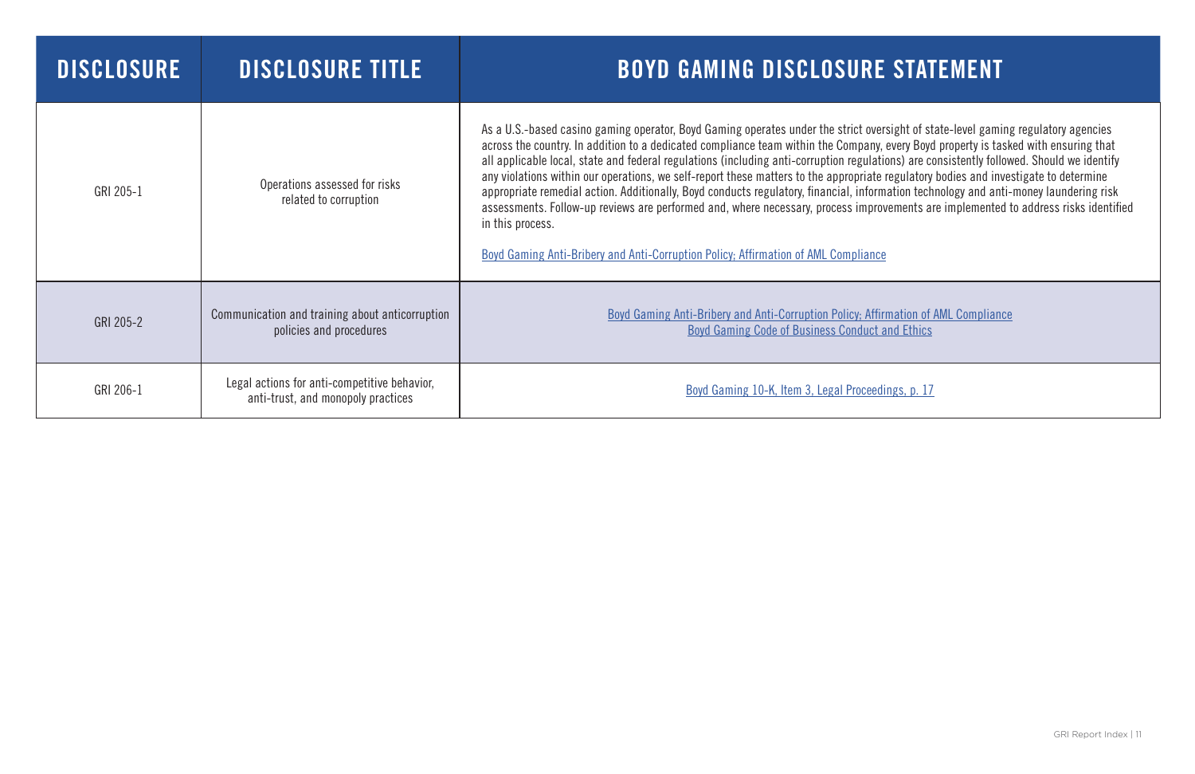| DISCLOSURE | DISCLOSURE TITLE | BOYD GAMING DISCLOSURE STATEMENT |
|---|---|---|
| GRI 205-1 | Operations assessed for risks related to corruption | As a U.S.-based casino gaming operator, Boyd Gaming operates under the strict oversight of state-level gaming regulatory agencies across the country. In addition to a dedicated compliance team within the Company, every Boyd property is tasked with ensuring that all applicable local, state and federal regulations (including anti-corruption regulations) are consistently followed. Should we identify any violations within our operations, we self-report these matters to the appropriate regulatory bodies and investigate to determine appropriate remedial action. Additionally, Boyd conducts regulatory, financial, information technology and anti-money laundering risk assessments. Follow-up reviews are performed and, where necessary, process improvements are implemented to address risks identified in this process.<br><br>Boyd Gaming Anti-Bribery and Anti-Corruption Policy; Affirmation of AML Compliance |
| GRI 205-2 | Communication and training about anticorruption policies and procedures | Boyd Gaming Anti-Bribery and Anti-Corruption Policy; Affirmation of AML Compliance<br>Boyd Gaming Code of Business Conduct and Ethics |
| GRI 206-1 | Legal actions for anti-competitive behavior, anti-trust, and monopoly practices | Boyd Gaming 10-K, Item 3, Legal Proceedings, p. 17 |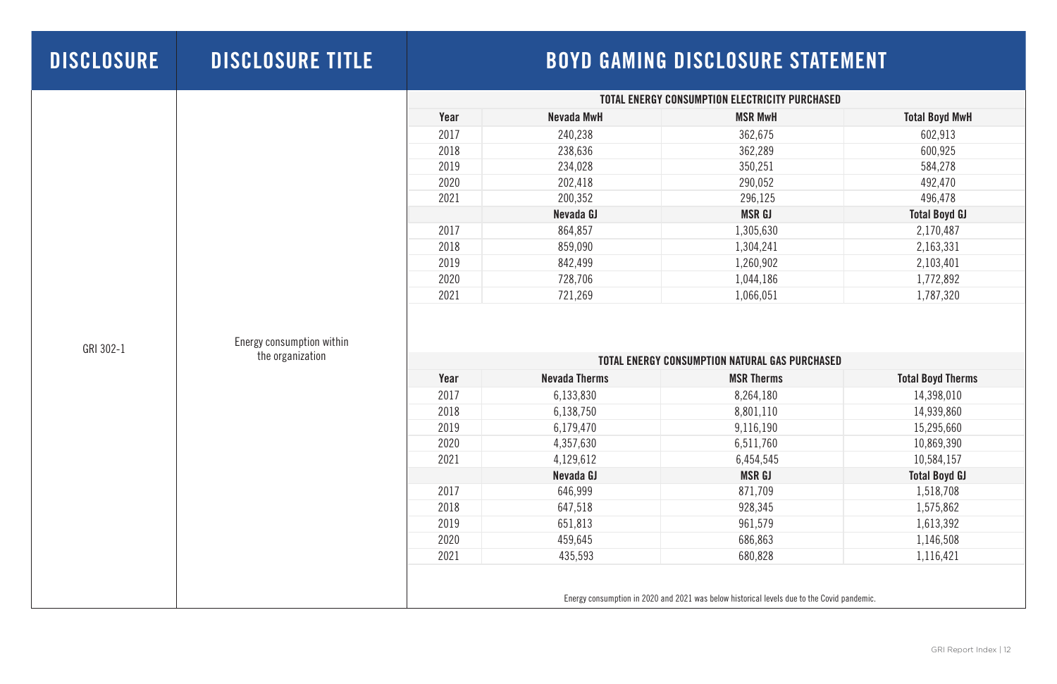| DISCLOSURE | DISCLOSURE TITLE | BOYD GAMING DISCLOSURE STATEMENT | | | |
|---|---|---|---|---|---|
| GRI 302-1 | Energy consumption within the organization | **TOTAL ENERGY CONSUMPTION ELECTRICITY PURCHASED** | | | |
| | | **Year** | **Nevada MwH** | **MSR MwH** | **Total Boyd MwH** |
| | | 2017 | 240,238 | 362,675 | 602,913 |
| | | 2018 | 238,636 | 362,289 | 600,925 |
| | | 2019 | 234,028 | 350,251 | 584,278 |
| | | 2020 | 202,418 | 290,052 | 492,470 |
| | | 2021 | 200,352 | 296,125 | 496,478 |
| | | | **Nevada GJ** | **MSR GJ** | **Total Boyd GJ** |
| | | 2017 | 864,857 | 1,305,630 | 2,170,487 |
| | | 2018 | 859,090 | 1,304,241 | 2,163,331 |
| | | 2019 | 842,499 | 1,260,902 | 2,103,401 |
| | | 2020 | 728,706 | 1,044,186 | 1,772,892 |
| | | 2021 | 721,269 | 1,066,051 | 1,787,320 |
| | | **TOTAL ENERGY CONSUMPTION NATURAL GAS PURCHASED** | | | |
| | | **Year** | **Nevada Therms** | **MSR Therms** | **Total Boyd Therms** |
| | | 2017 | 6,133,830 | 8,264,180 | 14,398,010 |
| | | 2018 | 6,138,750 | 8,801,110 | 14,939,860 |
| | | 2019 | 6,179,470 | 9,116,190 | 15,295,660 |
| | | 2020 | 4,357,630 | 6,511,760 | 10,869,390 |
| | | 2021 | 4,129,612 | 6,454,545 | 10,584,157 |
| | | | **Nevada GJ** | **MSR GJ** | **Total Boyd GJ** |
| | | 2017 | 646,999 | 871,709 | 1,518,708 |
| | | 2018 | 647,518 | 928,345 | 1,575,862 |
| | | 2019 | 651,813 | 961,579 | 1,613,392 |
| | | 2020 | 459,645 | 686,863 | 1,146,508 |
| | | 2021 | 435,593 | 680,828 | 1,116,421 |
| | | Energy consumption in 2020 and 2021 was below historical levels due to the Covid pandemic. | | | |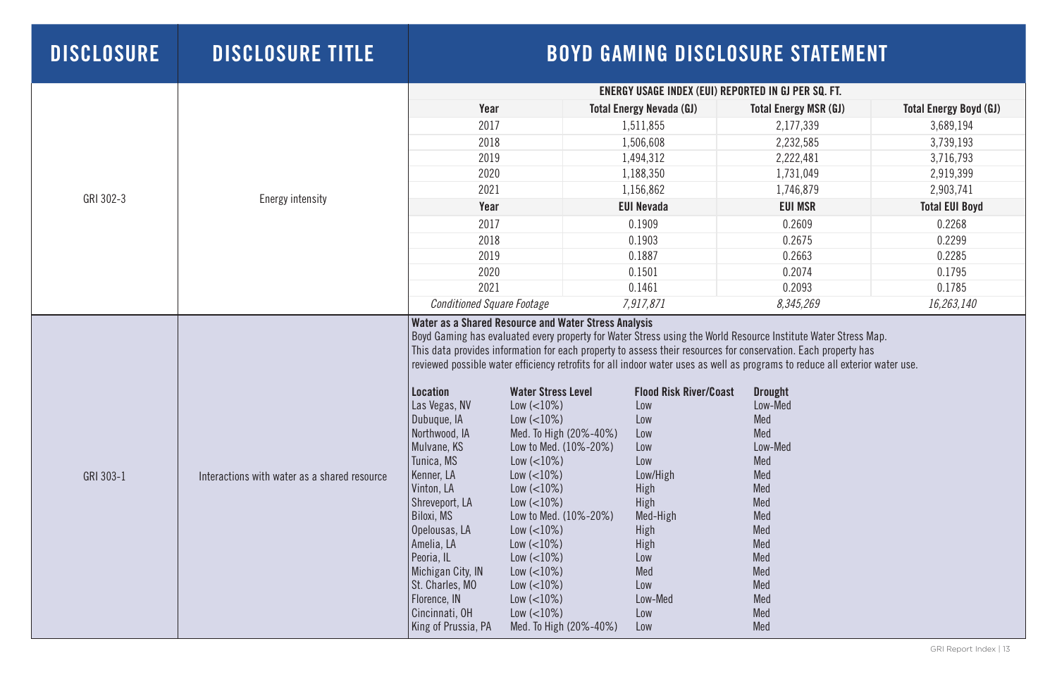| DISCLOSURE | DISCLOSURE TITLE | BOYD GAMING DISCLOSURE STATEMENT |
|---|---|---|
| GRI 302-3 | Energy intensity | (see table below) |
| GRI 303-1 | Interactions with water as a shared resource | (see content below) |

**GRI 302-3 — Energy intensity**

| ENERGY USAGE INDEX (EUI) REPORTED IN GJ PER SQ. FT. | | | |
|---|---|---|---|
| **Year** | **Total Energy Nevada (GJ)** | **Total Energy MSR (GJ)** | **Total Energy Boyd (GJ)** |
| 2017 | 1,511,855 | 2,177,339 | 3,689,194 |
| 2018 | 1,506,608 | 2,232,585 | 3,739,193 |
| 2019 | 1,494,312 | 2,222,481 | 3,716,793 |
| 2020 | 1,188,350 | 1,731,049 | 2,919,399 |
| 2021 | 1,156,862 | 1,746,879 | 2,903,741 |
| **Year** | **EUI Nevada** | **EUI MSR** | **Total EUI Boyd** |
| 2017 | 0.1909 | 0.2609 | 0.2268 |
| 2018 | 0.1903 | 0.2675 | 0.2299 |
| 2019 | 0.1887 | 0.2663 | 0.2285 |
| 2020 | 0.1501 | 0.2074 | 0.1795 |
| 2021 | 0.1461 | 0.2093 | 0.1785 |
| *Conditioned Square Footage* | *7,917,871* | *8,345,269* | *16,263,140* |

**GRI 303-1 — Interactions with water as a shared resource**

**Water as a Shared Resource and Water Stress Analysis**

Boyd Gaming has evaluated every property for Water Stress using the World Resource Institute Water Stress Map. This data provides information for each property to assess their resources for conservation. Each property has reviewed possible water efficiency retrofits for all indoor water uses as well as programs to reduce all exterior water use.

| Location | Water Stress Level | Flood Risk River/Coast | Drought |
|---|---|---|---|
| Las Vegas, NV | Low (<10%) | Low | Low-Med |
| Dubuque, IA | Low (<10%) | Low | Med |
| Northwood, IA | Med. To High (20%-40%) | Low | Med |
| Mulvane, KS | Low to Med. (10%-20%) | Low | Low-Med |
| Tunica, MS | Low (<10%) | Low | Med |
| Kenner, LA | Low (<10%) | Low/High | Med |
| Vinton, LA | Low (<10%) | High | Med |
| Shreveport, LA | Low (<10%) | High | Med |
| Biloxi, MS | Low to Med. (10%-20%) | Med-High | Med |
| Opelousas, LA | Low (<10%) | High | Med |
| Amelia, LA | Low (<10%) | High | Med |
| Peoria, IL | Low (<10%) | Low | Med |
| Michigan City, IN | Low (<10%) | Med | Med |
| St. Charles, MO | Low (<10%) | Low | Med |
| Florence, IN | Low (<10%) | Low-Med | Med |
| Cincinnati, OH | Low (<10%) | Low | Med |
| King of Prussia, PA | Med. To High (20%-40%) | Low | Med |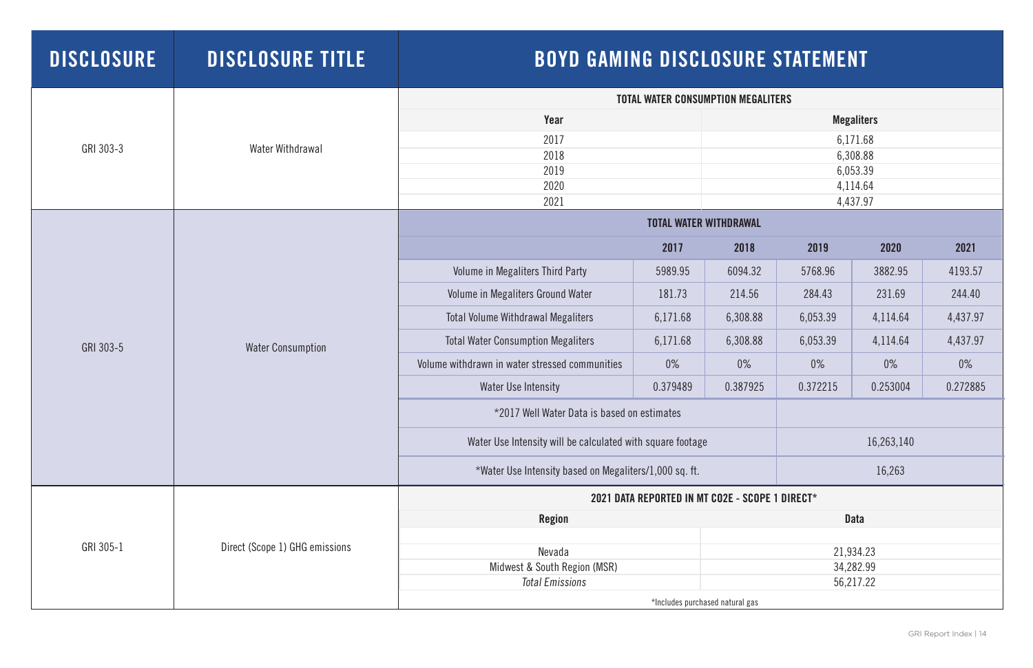| DISCLOSURE | DISCLOSURE TITLE | BOYD GAMING DISCLOSURE STATEMENT |
|---|---|---|
| GRI 303-3 | Water Withdrawal | (see table below) |
| GRI 303-5 | Water Consumption | (see table below) |
| GRI 305-1 | Direct (Scope 1) GHG emissions | (see table below) |

**GRI 303-3 — Water Withdrawal**

**TOTAL WATER CONSUMPTION MEGALITERS**

| Year | Megaliters |
|---|---|
| 2017 | 6,171.68 |
| 2018 | 6,308.88 |
| 2019 | 6,053.39 |
| 2020 | 4,114.64 |
| 2021 | 4,437.97 |

**GRI 303-5 — Water Consumption**

**TOTAL WATER WITHDRAWAL**

| | 2017 | 2018 | 2019 | 2020 | 2021 |
|---|---|---|---|---|---|
| Volume in Megaliters Third Party | 5989.95 | 6094.32 | 5768.96 | 3882.95 | 4193.57 |
| Volume in Megaliters Ground Water | 181.73 | 214.56 | 284.43 | 231.69 | 244.40 |
| Total Volume Withdrawal Megaliters | 6,171.68 | 6,308.88 | 6,053.39 | 4,114.64 | 4,437.97 |
| Total Water Consumption Megaliters | 6,171.68 | 6,308.88 | 6,053.39 | 4,114.64 | 4,437.97 |
| Volume withdrawn in water stressed communities | 0% | 0% | 0% | 0% | 0% |
| Water Use Intensity | 0.379489 | 0.387925 | 0.372215 | 0.253004 | 0.272885 |

| | |
|---|---|
| *2017 Well Water Data is based on estimates | |
| Water Use Intensity will be calculated with square footage | 16,263,140 |
| *Water Use Intensity based on Megaliters/1,000 sq. ft. | 16,263 |

**GRI 305-1 — Direct (Scope 1) GHG emissions**

**2021 DATA REPORTED IN MT CO2E - SCOPE 1 DIRECT***

| Region | Data |
|---|---|
| Nevada | 21,934.23 |
| Midwest & South Region (MSR) | 34,282.99 |
| *Total Emissions* | 56,217.22 |

*Includes purchased natural gas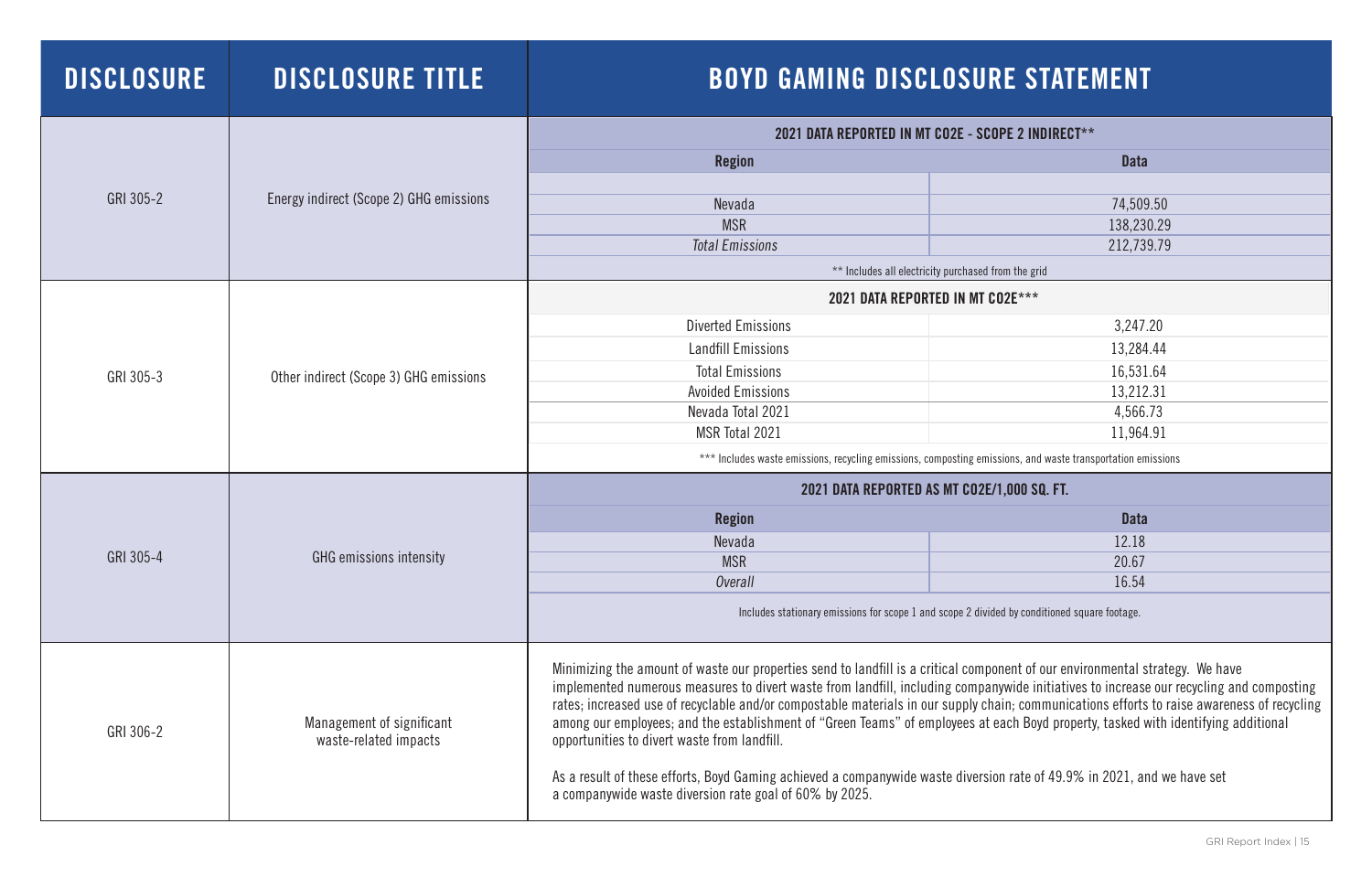| DISCLOSURE | DISCLOSURE TITLE | BOYD GAMING DISCLOSURE STATEMENT | |
|---|---|---|---|
| GRI 305-2 | Energy indirect (Scope 2) GHG emissions | **2021 DATA REPORTED IN MT CO2E - SCOPE 2 INDIRECT**** | |
| | | **Region** | **Data** |
| | | | |
| | | Nevada | 74,509.50 |
| | | MSR | 138,230.29 |
| | | *Total Emissions* | 212,739.79 |
| | | ** Includes all electricity purchased from the grid | |
| GRI 305-3 | Other indirect (Scope 3) GHG emissions | **2021 DATA REPORTED IN MT CO2E***** | |
| | | Diverted Emissions | 3,247.20 |
| | | Landfill Emissions | 13,284.44 |
| | | Total Emissions | 16,531.64 |
| | | Avoided Emissions | 13,212.31 |
| | | Nevada Total 2021 | 4,566.73 |
| | | MSR Total 2021 | 11,964.91 |
| | | *** Includes waste emissions, recycling emissions, composting emissions, and waste transportation emissions | |
| GRI 305-4 | GHG emissions intensity | **2021 DATA REPORTED AS MT CO2E/1,000 SQ. FT.** | |
| | | **Region** | **Data** |
| | | Nevada | 12.18 |
| | | MSR | 20.67 |
| | | *Overall* | 16.54 |
| | | Includes stationary emissions for scope 1 and scope 2 divided by conditioned square footage. | |
| GRI 306-2 | Management of significant waste-related impacts | Minimizing the amount of waste our properties send to landfill is a critical component of our environmental strategy. We have implemented numerous measures to divert waste from landfill, including companywide initiatives to increase our recycling and composting rates; increased use of recyclable and/or compostable materials in our supply chain; communications efforts to raise awareness of recycling among our employees; and the establishment of "Green Teams" of employees at each Boyd property, tasked with identifying additional opportunities to divert waste from landfill.<br><br>As a result of these efforts, Boyd Gaming achieved a companywide waste diversion rate of 49.9% in 2021, and we have set a companywide waste diversion rate goal of 60% by 2025. | |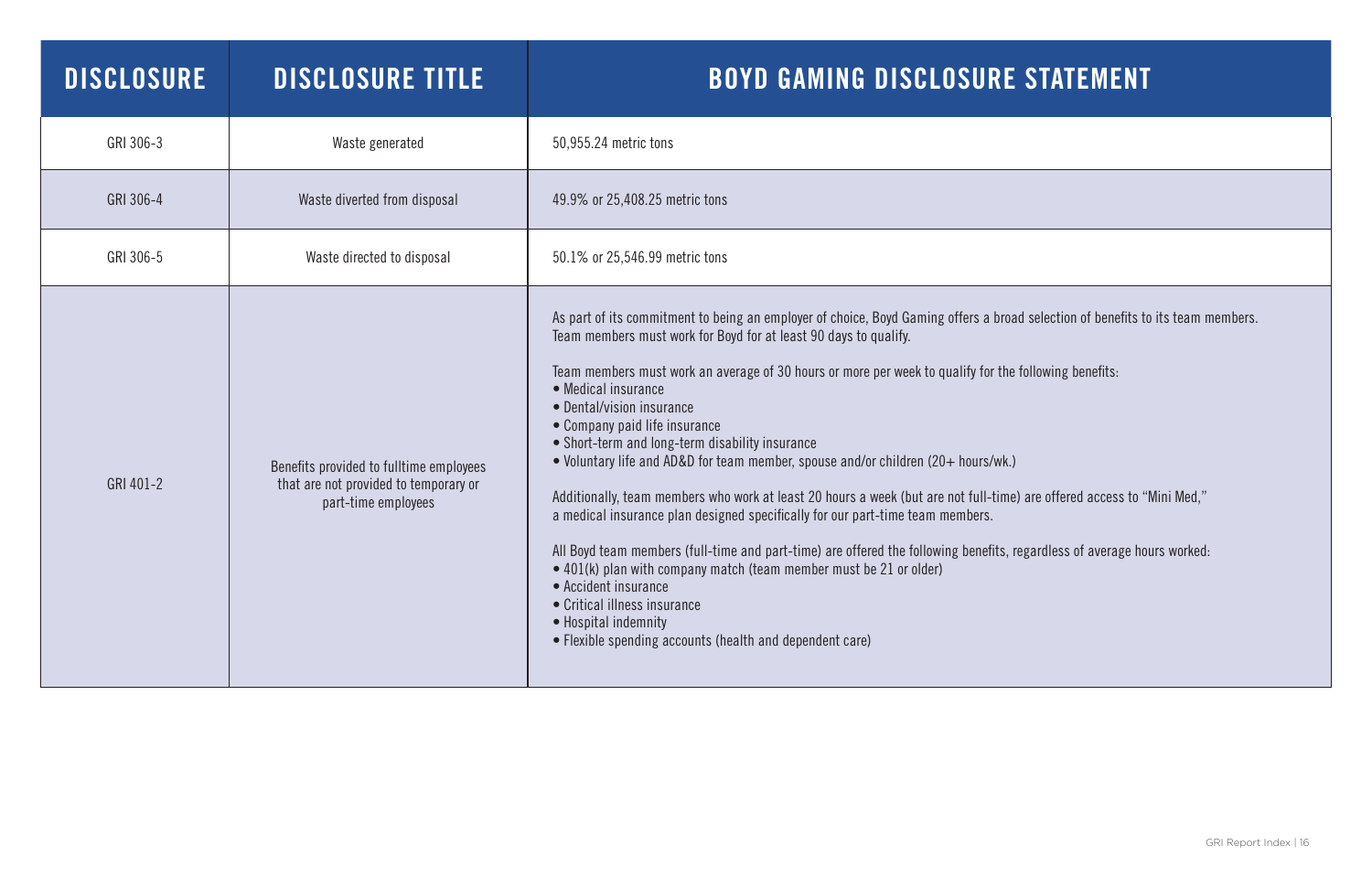| DISCLOSURE | DISCLOSURE TITLE | BOYD GAMING DISCLOSURE STATEMENT |
|---|---|---|
| GRI 306-3 | Waste generated | 50,955.24 metric tons |
| GRI 306-4 | Waste diverted from disposal | 49.9% or 25,408.25 metric tons |
| GRI 306-5 | Waste directed to disposal | 50.1% or 25,546.99 metric tons |
| GRI 401-2 | Benefits provided to fulltime employees that are not provided to temporary or part-time employees | As part of its commitment to being an employer of choice, Boyd Gaming offers a broad selection of benefits to its team members. Team members must work for Boyd for at least 90 days to qualify.<br><br>Team members must work an average of 30 hours or more per week to qualify for the following benefits:<br>• Medical insurance<br>• Dental/vision insurance<br>• Company paid life insurance<br>• Short-term and long-term disability insurance<br>• Voluntary life and AD&D for team member, spouse and/or children (20+ hours/wk.)<br><br>Additionally, team members who work at least 20 hours a week (but are not full-time) are offered access to "Mini Med," a medical insurance plan designed specifically for our part-time team members.<br><br>All Boyd team members (full-time and part-time) are offered the following benefits, regardless of average hours worked:<br>• 401(k) plan with company match (team member must be 21 or older)<br>• Accident insurance<br>• Critical illness insurance<br>• Hospital indemnity<br>• Flexible spending accounts (health and dependent care) |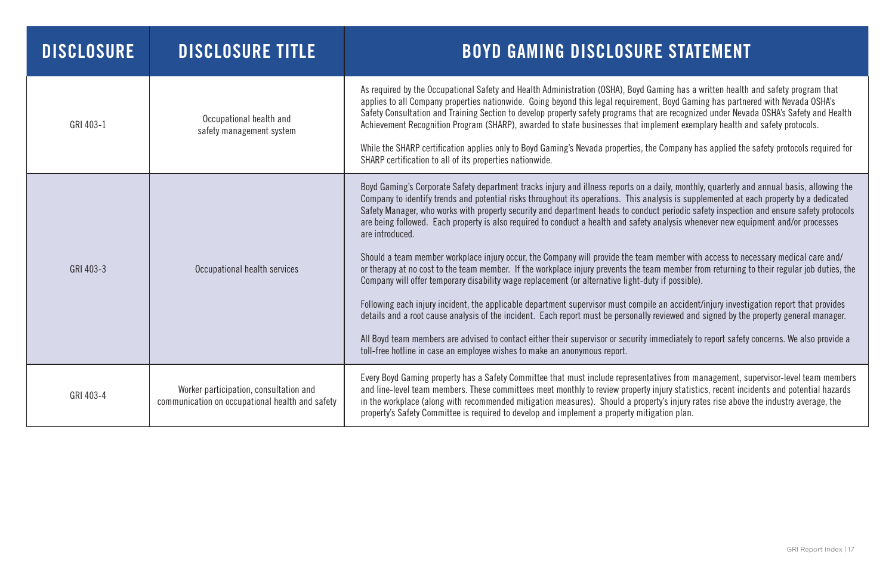| DISCLOSURE | DISCLOSURE TITLE | BOYD GAMING DISCLOSURE STATEMENT |
| --- | --- | --- |
| GRI 403-1 | Occupational health and safety management system | As required by the Occupational Safety and Health Administration (OSHA), Boyd Gaming has a written health and safety program that applies to all Company properties nationwide. Going beyond this legal requirement, Boyd Gaming has partnered with Nevada OSHA's Safety Consultation and Training Section to develop property safety programs that are recognized under Nevada OSHA's Safety and Health Achievement Recognition Program (SHARP), awarded to state businesses that implement exemplary health and safety protocols.<br><br>While the SHARP certification applies only to Boyd Gaming's Nevada properties, the Company has applied the safety protocols required for SHARP certification to all of its properties nationwide. |
| GRI 403-3 | Occupational health services | Boyd Gaming's Corporate Safety department tracks injury and illness reports on a daily, monthly, quarterly and annual basis, allowing the Company to identify trends and potential risks throughout its operations. This analysis is supplemented at each property by a dedicated Safety Manager, who works with property security and department heads to conduct periodic safety inspection and ensure safety protocols are being followed. Each property is also required to conduct a health and safety analysis whenever new equipment and/or processes are introduced.<br><br>Should a team member workplace injury occur, the Company will provide the team member with access to necessary medical care and/or therapy at no cost to the team member. If the workplace injury prevents the team member from returning to their regular job duties, the Company will offer temporary disability wage replacement (or alternative light-duty if possible).<br><br>Following each injury incident, the applicable department supervisor must compile an accident/injury investigation report that provides details and a root cause analysis of the incident. Each report must be personally reviewed and signed by the property general manager.<br><br>All Boyd team members are advised to contact either their supervisor or security immediately to report safety concerns. We also provide a toll-free hotline in case an employee wishes to make an anonymous report. |
| GRI 403-4 | Worker participation, consultation and communication on occupational health and safety | Every Boyd Gaming property has a Safety Committee that must include representatives from management, supervisor-level team members and line-level team members. These committees meet monthly to review property injury statistics, recent incidents and potential hazards in the workplace (along with recommended mitigation measures). Should a property's injury rates rise above the industry average, the property's Safety Committee is required to develop and implement a property mitigation plan. |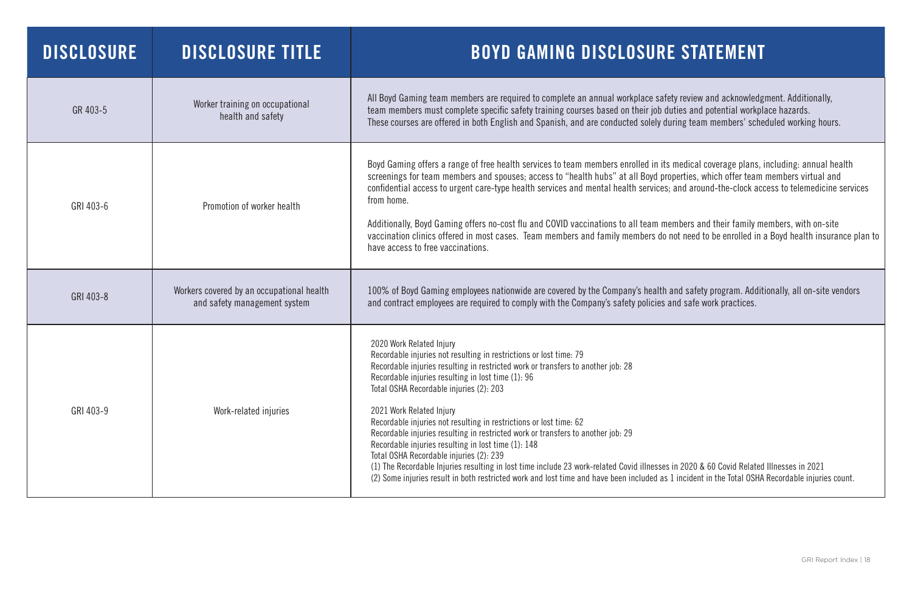| DISCLOSURE | DISCLOSURE TITLE | BOYD GAMING DISCLOSURE STATEMENT |
|---|---|---|
| GR 403-5 | Worker training on occupational health and safety | All Boyd Gaming team members are required to complete an annual workplace safety review and acknowledgment. Additionally, team members must complete specific safety training courses based on their job duties and potential workplace hazards. These courses are offered in both English and Spanish, and are conducted solely during team members' scheduled working hours. |
| GRI 403-6 | Promotion of worker health | Boyd Gaming offers a range of free health services to team members enrolled in its medical coverage plans, including: annual health screenings for team members and spouses; access to "health hubs" at all Boyd properties, which offer team members virtual and confidential access to urgent care-type health services and mental health services; and around-the-clock access to telemedicine services from home.<br><br>Additionally, Boyd Gaming offers no-cost flu and COVID vaccinations to all team members and their family members, with on-site vaccination clinics offered in most cases. Team members and family members do not need to be enrolled in a Boyd health insurance plan to have access to free vaccinations. |
| GRI 403-8 | Workers covered by an occupational health and safety management system | 100% of Boyd Gaming employees nationwide are covered by the Company's health and safety program. Additionally, all on-site vendors and contract employees are required to comply with the Company's safety policies and safe work practices. |
| GRI 403-9 | Work-related injuries | 2020 Work Related Injury<br>Recordable injuries not resulting in restrictions or lost time: 79<br>Recordable injuries resulting in restricted work or transfers to another job: 28<br>Recordable injuries resulting in lost time (1): 96<br>Total OSHA Recordable injuries (2): 203<br><br>2021 Work Related Injury<br>Recordable injuries not resulting in restrictions or lost time: 62<br>Recordable injuries resulting in restricted work or transfers to another job: 29<br>Recordable injuries resulting in lost time (1): 148<br>Total OSHA Recordable injuries (2): 239<br>(1) The Recordable Injuries resulting in lost time include 23 work-related Covid illnesses in 2020 & 60 Covid Related Illnesses in 2021<br>(2) Some injuries result in both restricted work and lost time and have been included as 1 incident in the Total OSHA Recordable injuries count. |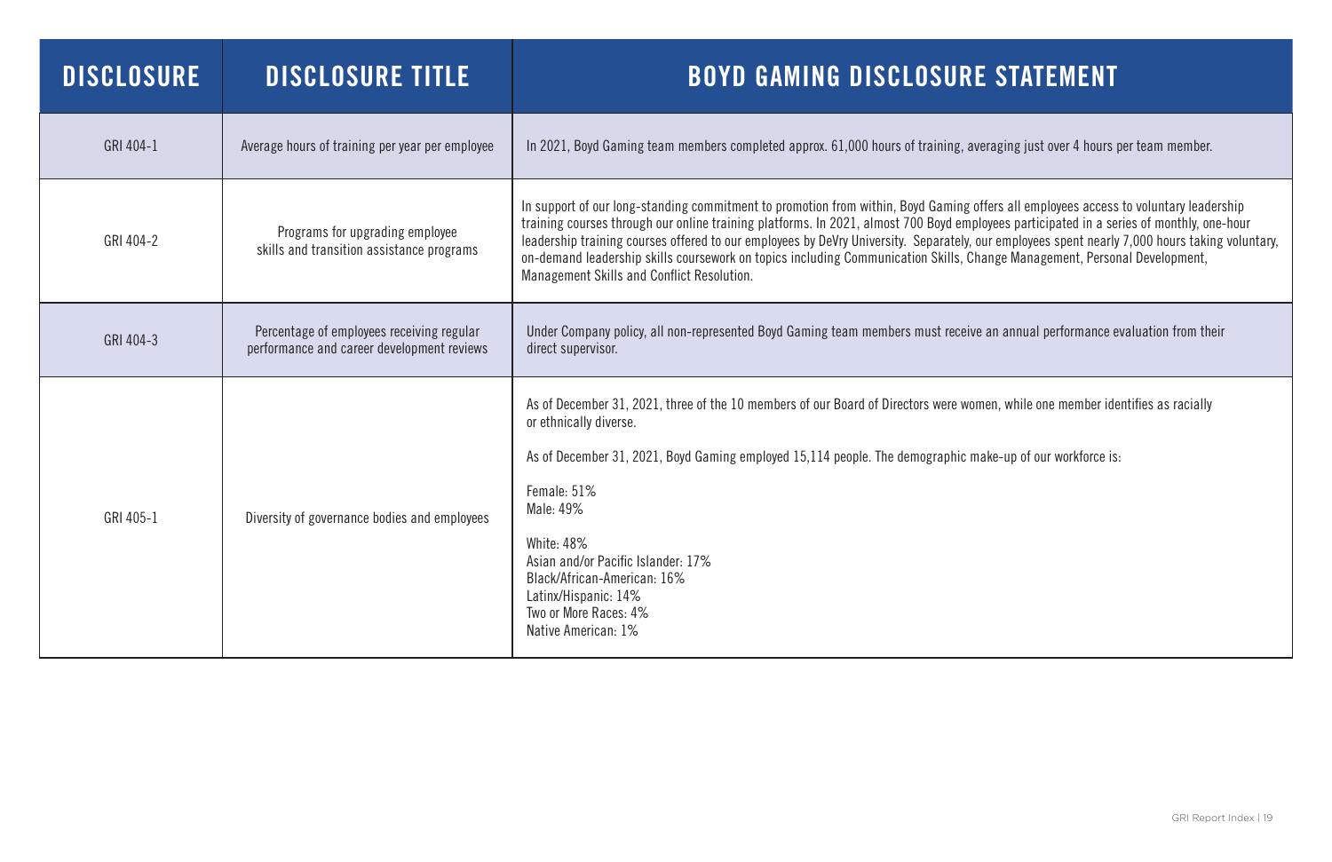| DISCLOSURE | DISCLOSURE TITLE | BOYD GAMING DISCLOSURE STATEMENT |
|---|---|---|
| GRI 404-1 | Average hours of training per year per employee | In 2021, Boyd Gaming team members completed approx. 61,000 hours of training, averaging just over 4 hours per team member. |
| GRI 404-2 | Programs for upgrading employee skills and transition assistance programs | In support of our long-standing commitment to promotion from within, Boyd Gaming offers all employees access to voluntary leadership training courses through our online training platforms. In 2021, almost 700 Boyd employees participated in a series of monthly, one-hour leadership training courses offered to our employees by DeVry University. Separately, our employees spent nearly 7,000 hours taking voluntary, on-demand leadership skills coursework on topics including Communication Skills, Change Management, Personal Development, Management Skills and Conflict Resolution. |
| GRI 404-3 | Percentage of employees receiving regular performance and career development reviews | Under Company policy, all non-represented Boyd Gaming team members must receive an annual performance evaluation from their direct supervisor. |
| GRI 405-1 | Diversity of governance bodies and employees | As of December 31, 2021, three of the 10 members of our Board of Directors were women, while one member identifies as racially or ethnically diverse.<br><br>As of December 31, 2021, Boyd Gaming employed 15,114 people. The demographic make-up of our workforce is:<br><br>Female: 51%<br>Male: 49%<br><br>White: 48%<br>Asian and/or Pacific Islander: 17%<br>Black/African-American: 16%<br>Latinx/Hispanic: 14%<br>Two or More Races: 4%<br>Native American: 1% |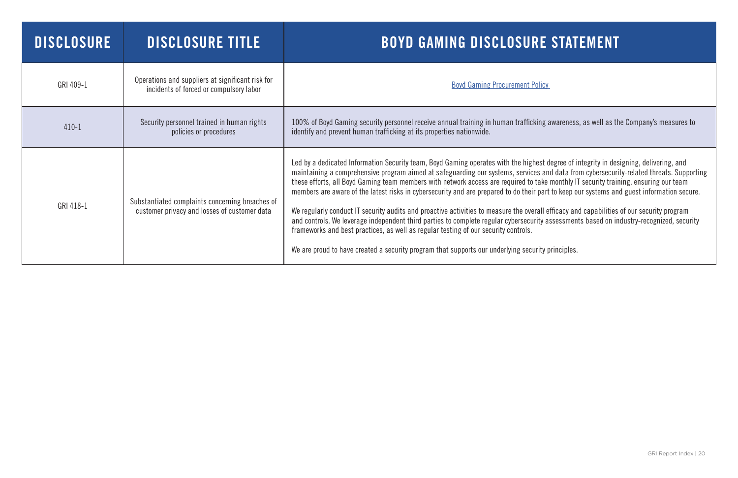| DISCLOSURE | DISCLOSURE TITLE | BOYD GAMING DISCLOSURE STATEMENT |
| --- | --- | --- |
| GRI 409-1 | Operations and suppliers at significant risk for incidents of forced or compulsory labor | [Boyd Gaming Procurement Policy](#) |
| 410-1 | Security personnel trained in human rights policies or procedures | 100% of Boyd Gaming security personnel receive annual training in human trafficking awareness, as well as the Company's measures to identify and prevent human trafficking at its properties nationwide. |
| GRI 418-1 | Substantiated complaints concerning breaches of customer privacy and losses of customer data | Led by a dedicated Information Security team, Boyd Gaming operates with the highest degree of integrity in designing, delivering, and maintaining a comprehensive program aimed at safeguarding our systems, services and data from cybersecurity-related threats. Supporting these efforts, all Boyd Gaming team members with network access are required to take monthly IT security training, ensuring our team members are aware of the latest risks in cybersecurity and are prepared to do their part to keep our systems and guest information secure.<br><br>We regularly conduct IT security audits and proactive activities to measure the overall efficacy and capabilities of our security program and controls. We leverage independent third parties to complete regular cybersecurity assessments based on industry-recognized, security frameworks and best practices, as well as regular testing of our security controls.<br><br>We are proud to have created a security program that supports our underlying security principles. |